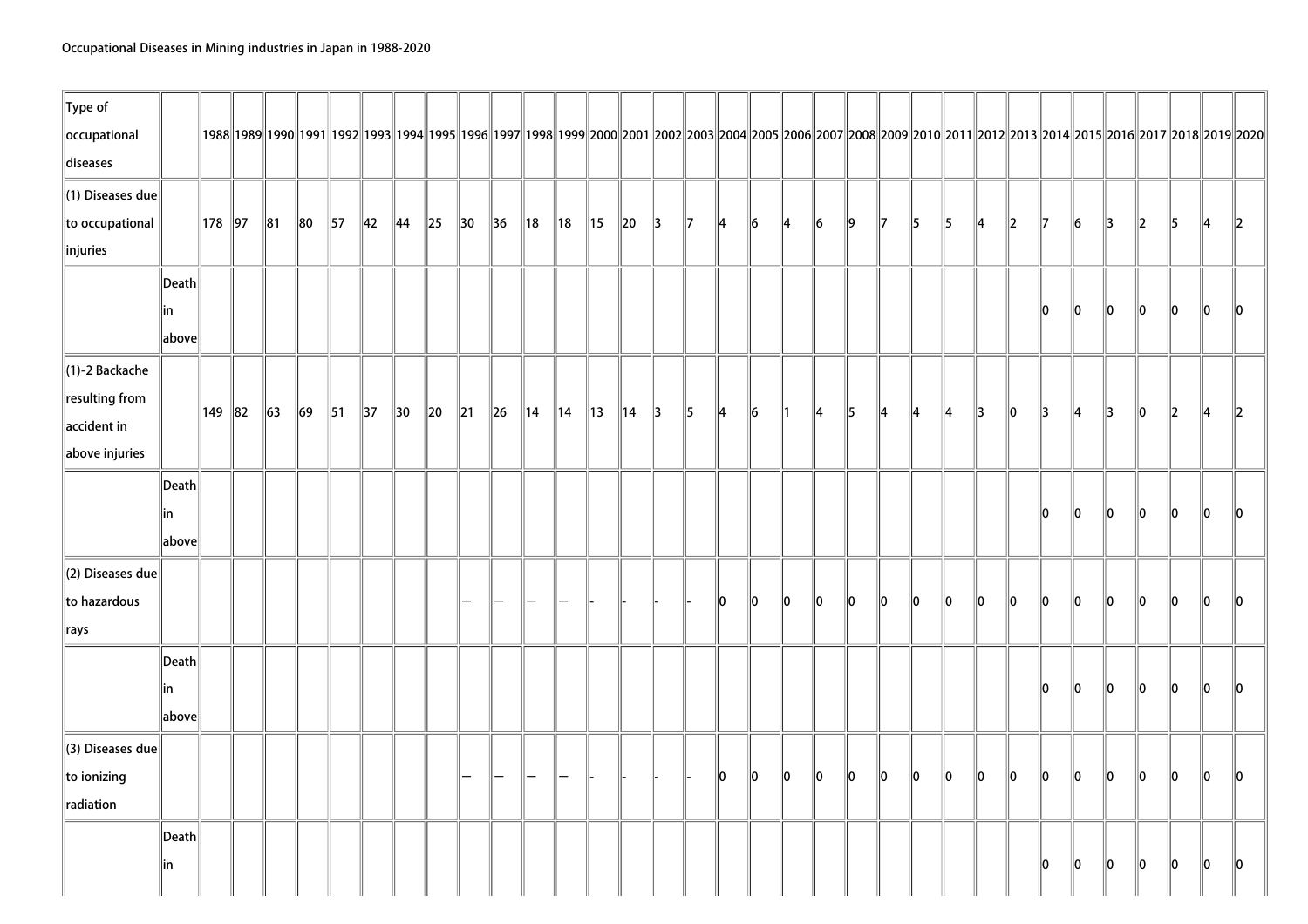Occupational Diseases in Mining industries in Japan in 1988-2020

| Type of occupational diseases | | 1988 | 1989 | 1990 | 1991 | 1992 | 1993 | 1994 | 1995 | 1996 | 1997 | 1998 | 1999 | 2000 | 2001 | 2002 | 2003 | 2004 | 2005 | 2006 | 2007 | 2008 | 2009 | 2010 | 2011 | 2012 | 2013 | 2014 | 2015 | 2016 | 2017 | 2018 | 2019 | 2020 |
|---|---|---|---|---|---|---|---|---|---|---|---|---|---|---|---|---|---|---|---|---|---|---|---|---|---|---|---|---|---|---|---|---|---|---|
| (1) Diseases due to occupational injuries | | 178 | 97 | 81 | 80 | 57 | 42 | 44 | 25 | 30 | 36 | 18 | 18 | 15 | 20 | 3 | 7 | 4 | 6 | 4 | 6 | 9 | 7 | 5 | 5 | 4 | 2 | 7 | 6 | 3 | 2 | 5 | 4 | 2 |
| | Death in above | | | | | | | | | | | | | | | | | | | | | | | | | | | 0 | 0 | 0 | 0 | 0 | 0 | 0 |
| (1)-2 Backache resulting from accident in above injuries | | 149 | 82 | 63 | 69 | 51 | 37 | 30 | 20 | 21 | 26 | 14 | 14 | 13 | 14 | 3 | 5 | 4 | 6 | 1 | 4 | 5 | 4 | 4 | 4 | 3 | 0 | 3 | 4 | 3 | 0 | 2 | 4 | 2 |
| | Death in above | | | | | | | | | | | | | | | | | | | | | | | | | | | 0 | 0 | 0 | 0 | 0 | 0 | 0 |
| (2) Diseases due to hazardous rays | | | | | | | | | | — | — | — | — | - | - | - | - | 0 | 0 | 0 | 0 | 0 | 0 | 0 | 0 | 0 | 0 | 0 | 0 | 0 | 0 | 0 | 0 | 0 |
| | Death in above | | | | | | | | | | | | | | | | | | | | | | | | | | | 0 | 0 | 0 | 0 | 0 | 0 | 0 |
| (3) Diseases due to ionizing radiation | | | | | | | | | | — | — | — | — | - | - | - | - | 0 | 0 | 0 | 0 | 0 | 0 | 0 | 0 | 0 | 0 | 0 | 0 | 0 | 0 | 0 | 0 | 0 |
| | Death in | | | | | | | | | | | | | | | | | | | | | | | | | | | 0 | 0 | 0 | 0 | 0 | 0 | 0 |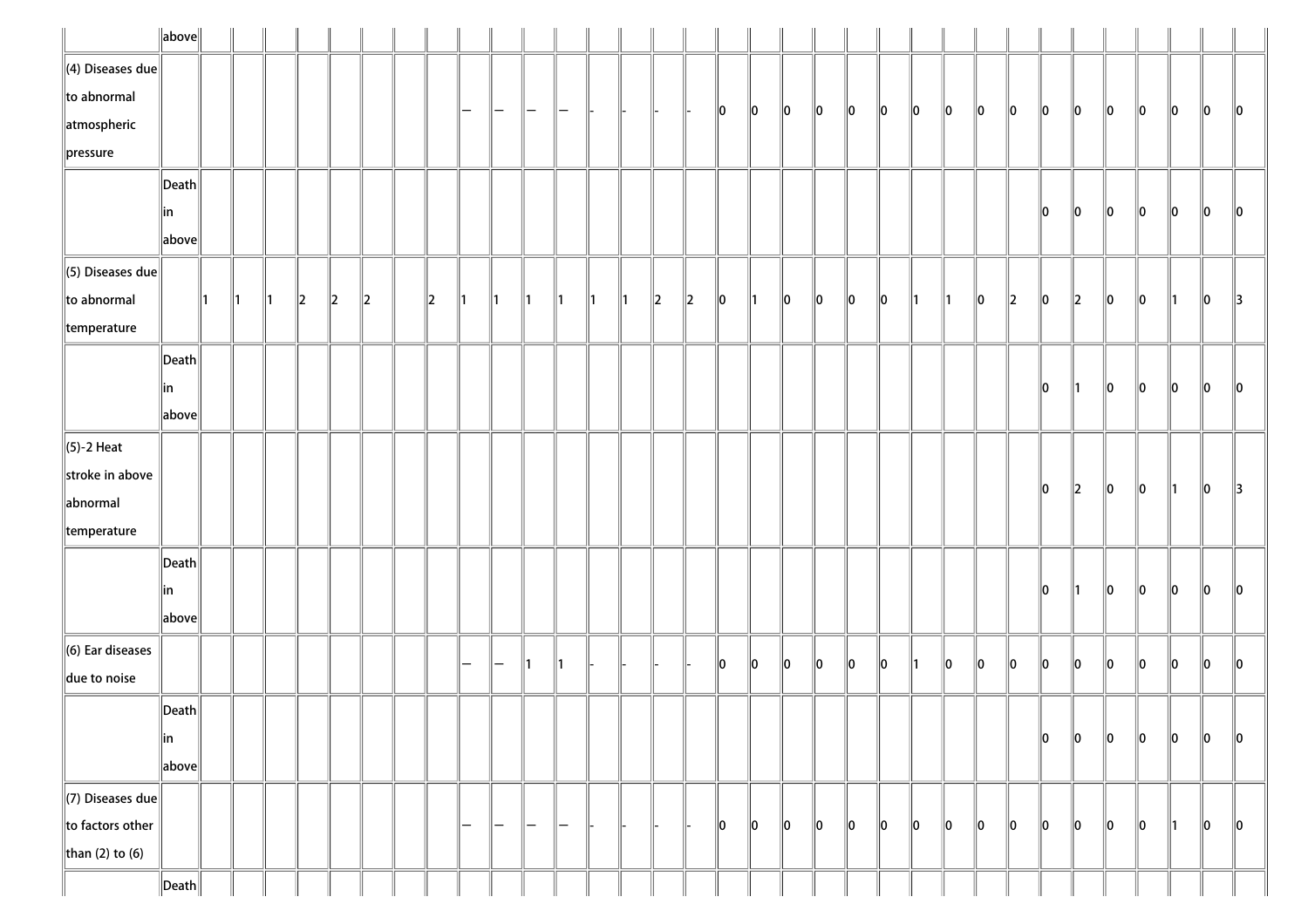| | | | | | | | | | | | | | | | | | | | | | | | | | | | | | | | | | | |
|---|---|---|---|---|---|---|---|---|---|---|---|---|---|---|---|---|---|---|---|---|---|---|---|---|---|---|---|---|---|---|---|---|---|---|
| | above | | | | | | | | | | | | | | | | | | | | | | | | | | | | | | | | | |
| (4) Diseases due to abnormal atmospheric pressure | | | | | | | | | | — | — | — | — | - | - | - | - | 0 | 0 | 0 | 0 | 0 | 0 | 0 | 0 | 0 | 0 | 0 | 0 | 0 | 0 | 0 | 0 | 0 |
| | Death in above | | | | | | | | | | | | | | | | | | | | | | | | | | | 0 | 0 | 0 | 0 | 0 | 0 | 0 |
| (5) Diseases due to abnormal temperature | | 1 | 1 | 1 | 2 | 2 | 2 | | 2 | 1 | 1 | 1 | 1 | 1 | 1 | 2 | 2 | 0 | 1 | 0 | 0 | 0 | 0 | 1 | 1 | 0 | 2 | 0 | 2 | 0 | 0 | 1 | 0 | 3 |
| | Death in above | | | | | | | | | | | | | | | | | | | | | | | | | | | 0 | 1 | 0 | 0 | 0 | 0 | 0 |
| (5)-2 Heat stroke in above abnormal temperature | | | | | | | | | | | | | | | | | | | | | | | | | | | | 0 | 2 | 0 | 0 | 1 | 0 | 3 |
| | Death in above | | | | | | | | | | | | | | | | | | | | | | | | | | | 0 | 1 | 0 | 0 | 0 | 0 | 0 |
| (6) Ear diseases due to noise | | | | | | | | | | — | — | 1 | 1 | - | - | - | - | 0 | 0 | 0 | 0 | 0 | 0 | 1 | 0 | 0 | 0 | 0 | 0 | 0 | 0 | 0 | 0 | 0 |
| | Death in above | | | | | | | | | | | | | | | | | | | | | | | | | | | 0 | 0 | 0 | 0 | 0 | 0 | 0 |
| (7) Diseases due to factors other than (2) to (6) | | | | | | | | | | — | — | — | — | - | - | - | - | 0 | 0 | 0 | 0 | 0 | 0 | 0 | 0 | 0 | 0 | 0 | 0 | 0 | 0 | 1 | 0 | 0 |
| | Death | | | | | | | | | | | | | | | | | | | | | | | | | | | | | | | | | |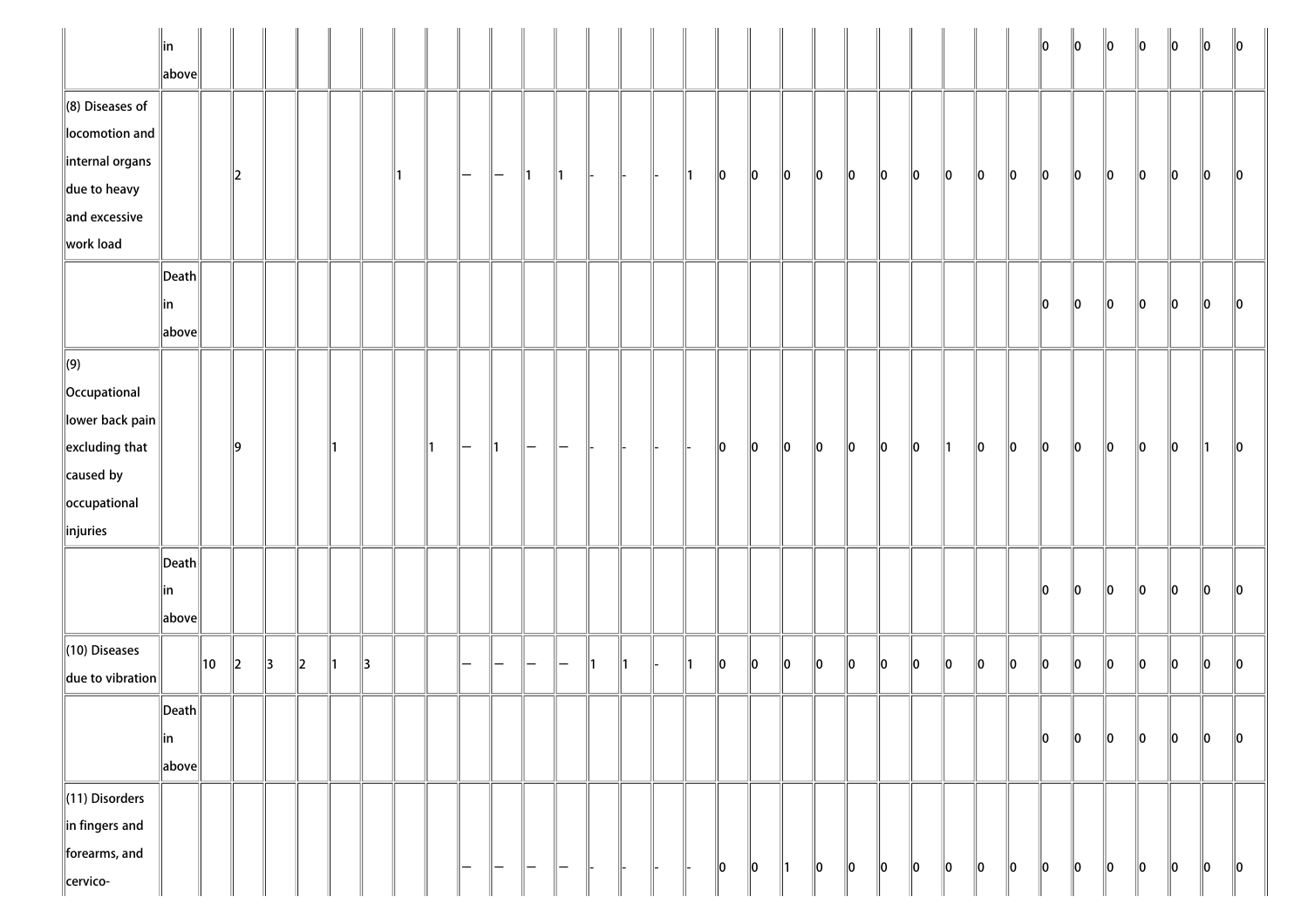| | | | | | | | | | | | | | | | | | | | | | | | | | | | | | | | | | | |
|---|---|---|---|---|---|---|---|---|---|---|---|---|---|---|---|---|---|---|---|---|---|---|---|---|---|---|---|---|---|---|---|---|---|---|
| | in above | | | | | | | | | | | | | | | | | | | | | | | | | | 0 | 0 | 0 | 0 | 0 | 0 | 0 |
| (8) Diseases of locomotion and internal organs due to heavy and excessive work load | | | 2 | | | | | 1 | | — | — | 1 | 1 | - | - | - | 1 | 0 | 0 | 0 | 0 | 0 | 0 | 0 | 0 | 0 | 0 | 0 | 0 | 0 | 0 | 0 | 0 | 0 |
| | Death in above | | | | | | | | | | | | | | | | | | | | | | | | | | | | 0 | 0 | 0 | 0 | 0 | 0 | 0 |
| (9) Occupational lower back pain excluding that caused by occupational injuries | | | 9 | | | 1 | | | 1 | — | 1 | — | — | - | - | - | - | 0 | 0 | 0 | 0 | 0 | 0 | 0 | 1 | 0 | 0 | 0 | 0 | 0 | 0 | 0 | 1 | 0 |
| | Death in above | | | | | | | | | | | | | | | | | | | | | | | | | | | | 0 | 0 | 0 | 0 | 0 | 0 | 0 |
| (10) Diseases due to vibration | | 10 | 2 | 3 | 2 | 1 | 3 | | | — | — | — | — | 1 | 1 | - | 1 | 0 | 0 | 0 | 0 | 0 | 0 | 0 | 0 | 0 | 0 | 0 | 0 | 0 | 0 | 0 | 0 | 0 |
| | Death in above | | | | | | | | | | | | | | | | | | | | | | | | | | | | 0 | 0 | 0 | 0 | 0 | 0 | 0 |
| (11) Disorders in fingers and forearms, and cervico- | | | | | | | | | | — | — | — | — | - | - | - | - | 0 | 0 | 1 | 0 | 0 | 0 | 0 | 0 | 0 | 0 | 0 | 0 | 0 | 0 | 0 | 0 | 0 |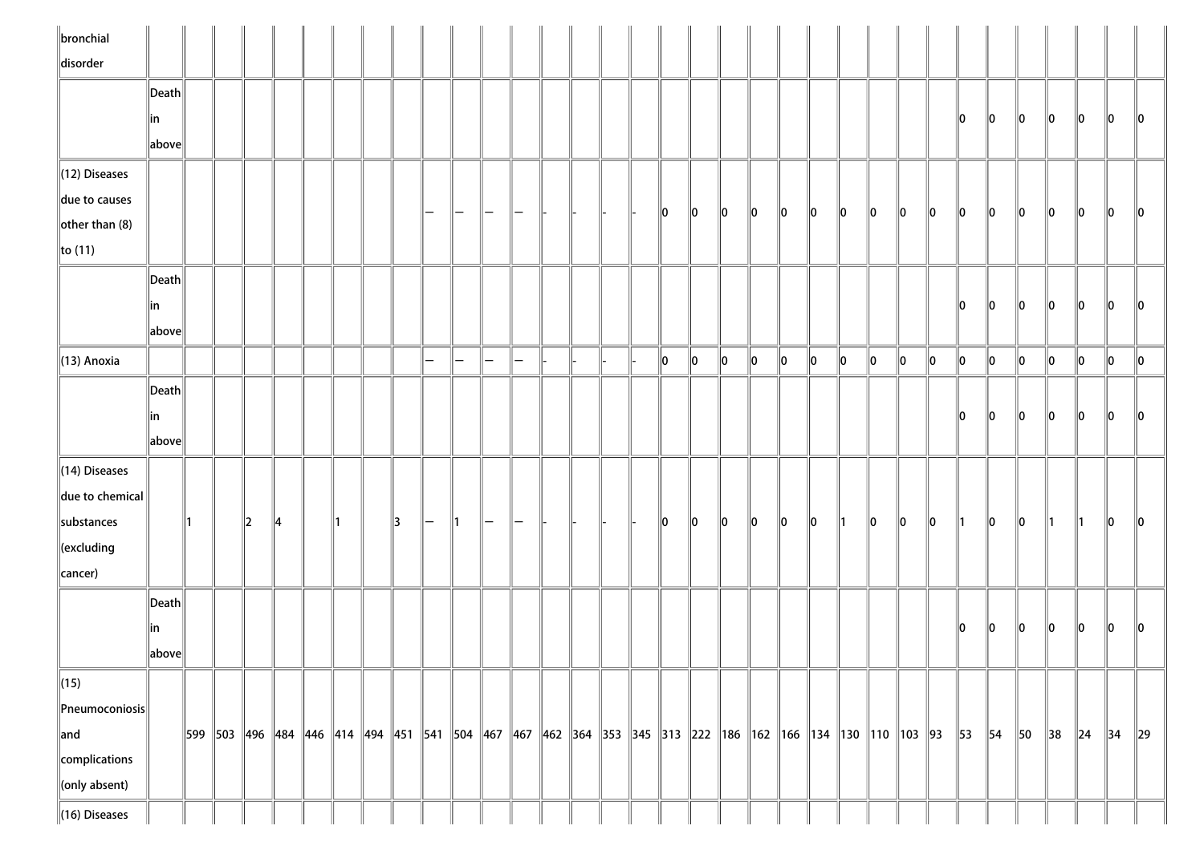| | | | | | | | | | | | | | | | | | | | | | | | | | | | | | | | | | | |
|---|---|---|---|---|---|---|---|---|---|---|---|---|---|---|---|---|---|---|---|---|---|---|---|---|---|---|---|---|---|---|---|---|---|---|
| bronchial disorder | | | | | | | | | | | | | | | | | | | | | | | | | | | | | | | | | | |
| | Death in above | | | | | | | | | | | | | | | | | | | | | | | | | | | 0 | 0 | 0 | 0 | 0 | 0 | 0 |
| (12) Diseases due to causes other than (8) to (11) | | | | | | | | | | — | — | — | — | - | - | - | - | 0 | 0 | 0 | 0 | 0 | 0 | 0 | 0 | 0 | 0 | 0 | 0 | 0 | 0 | 0 | 0 | 0 |
| | Death in above | | | | | | | | | | | | | | | | | | | | | | | | | | | 0 | 0 | 0 | 0 | 0 | 0 | 0 |
| (13) Anoxia | | | | | | | | | | — | — | — | — | - | - | - | - | 0 | 0 | 0 | 0 | 0 | 0 | 0 | 0 | 0 | 0 | 0 | 0 | 0 | 0 | 0 | 0 | 0 |
| | Death in above | | | | | | | | | | | | | | | | | | | | | | | | | | | 0 | 0 | 0 | 0 | 0 | 0 | 0 |
| (14) Diseases due to chemical substances (excluding cancer) | | 1 | | 2 | 4 | | 1 | | 3 | — | 1 | — | — | - | - | - | - | 0 | 0 | 0 | 0 | 0 | 0 | 1 | 0 | 0 | 0 | 1 | 0 | 0 | 1 | 1 | 0 | 0 |
| | Death in above | | | | | | | | | | | | | | | | | | | | | | | | | | | 0 | 0 | 0 | 0 | 0 | 0 | 0 |
| (15) Pneumoconiosis and complications (only absent) | | 599 | 503 | 496 | 484 | 446 | 414 | 494 | 451 | 541 | 504 | 467 | 467 | 462 | 364 | 353 | 345 | 313 | 222 | 186 | 162 | 166 | 134 | 130 | 110 | 103 | 93 | 53 | 54 | 50 | 38 | 24 | 34 | 29 |
| (16) Diseases | | | | | | | | | | | | | | | | | | | | | | | | | | | | | | | | | | |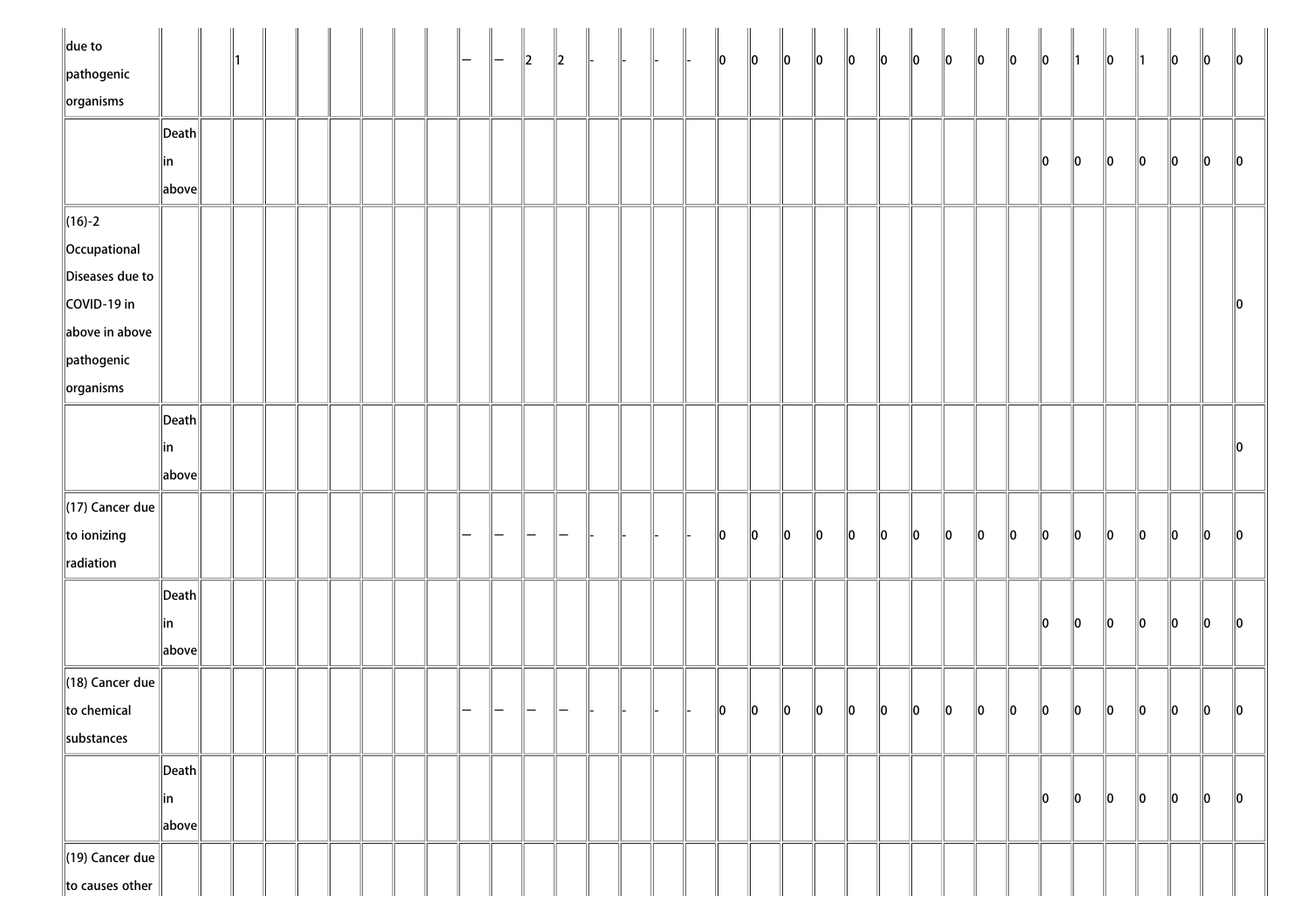| | | | | | | | | | | | | | | | | | | | | | | | | | | | | | | | | | | |
|---|---|---|---|---|---|---|---|---|---|---|---|---|---|---|---|---|---|---|---|---|---|---|---|---|---|---|---|---|---|---|---|---|---|---|
| due to pathogenic organisms | | | 1 | | | | | | | — | — | 2 | 2 | - | - | - | - | 0 | 0 | 0 | 0 | 0 | 0 | 0 | 0 | 0 | 0 | 0 | 1 | 0 | 1 | 0 | 0 | 0 |
| | Death in above | | | | | | | | | | | | | | | | | | | | | | | | | | | 0 | 0 | 0 | 0 | 0 | 0 | 0 |
| (16)-2 Occupational Diseases due to COVID-19 in above in above pathogenic organisms | | | | | | | | | | | | | | | | | | | | | | | | | | | | | | | | | | 0 |
| | Death in above | | | | | | | | | | | | | | | | | | | | | | | | | | | | | | | | | 0 |
| (17) Cancer due to ionizing radiation | | | | | | | | | | — | — | — | — | - | - | - | - | 0 | 0 | 0 | 0 | 0 | 0 | 0 | 0 | 0 | 0 | 0 | 0 | 0 | 0 | 0 | 0 | 0 |
| | Death in above | | | | | | | | | | | | | | | | | | | | | | | | | | | 0 | 0 | 0 | 0 | 0 | 0 | 0 |
| (18) Cancer due to chemical substances | | | | | | | | | | — | — | — | — | - | - | - | - | 0 | 0 | 0 | 0 | 0 | 0 | 0 | 0 | 0 | 0 | 0 | 0 | 0 | 0 | 0 | 0 | 0 |
| | Death in above | | | | | | | | | | | | | | | | | | | | | | | | | | | 0 | 0 | 0 | 0 | 0 | 0 | 0 |
| (19) Cancer due to causes other | | | | | | | | | | | | | | | | | | | | | | | | | | | | | | | | | | |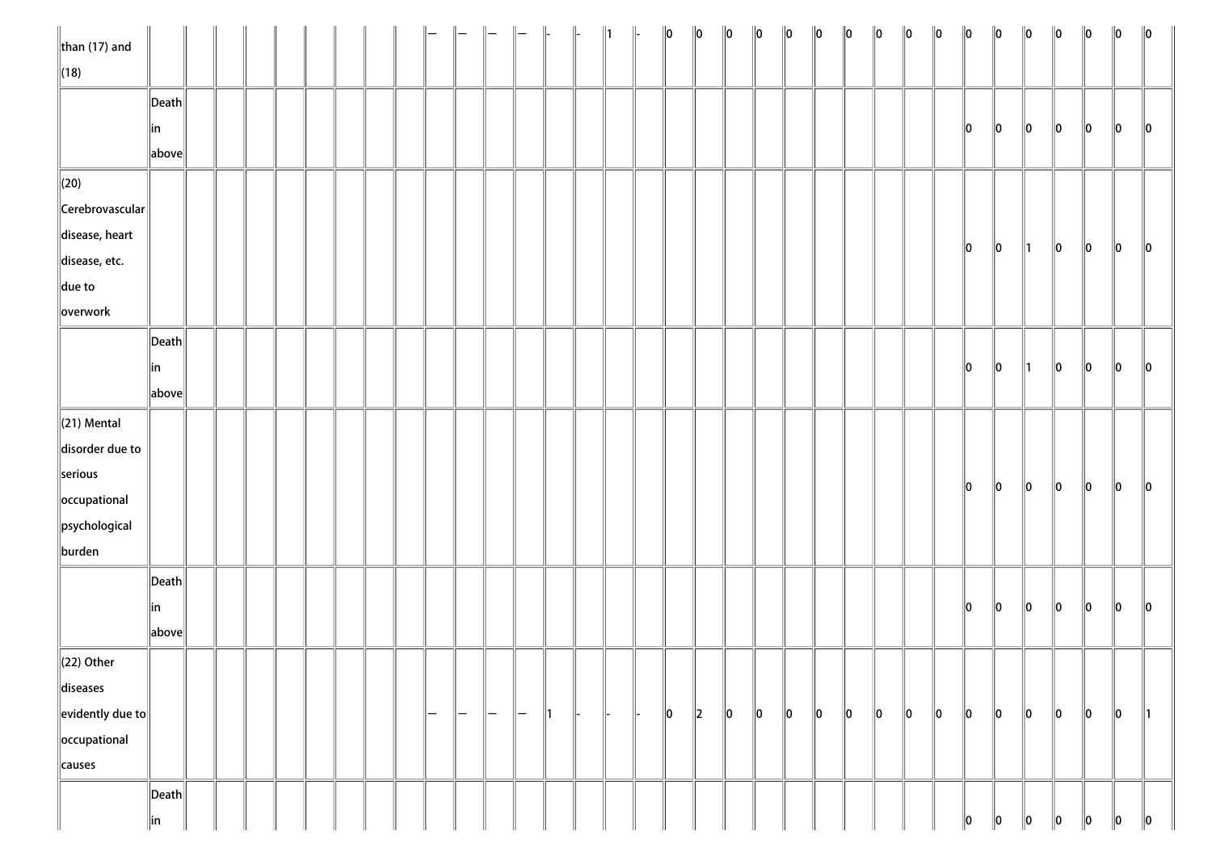| | | | | | | | | | | | | | | | | | | | | | | | | | | | | | | | | | | |
|---|---|---|---|---|---|---|---|---|---|---|---|---|---|---|---|---|---|---|---|---|---|---|---|---|---|---|---|---|---|---|---|---|---|---|
| than (17) and (18) | | | | | | | | | | — | — | — | — | - | - | 1 | - | 0 | 0 | 0 | 0 | 0 | 0 | 0 | 0 | 0 | 0 | 0 | 0 | 0 | 0 | 0 | 0 | 0 |
| | Death in above | | | | | | | | | | | | | | | | | | | | | | | | | | | 0 | 0 | 0 | 0 | 0 | 0 | 0 |
| (20) Cerebrovascular disease, heart disease, etc. due to overwork | | | | | | | | | | | | | | | | | | | | | | | | | | | | 0 | 0 | 1 | 0 | 0 | 0 | 0 |
| | Death in above | | | | | | | | | | | | | | | | | | | | | | | | | | | 0 | 0 | 1 | 0 | 0 | 0 | 0 |
| (21) Mental disorder due to serious occupational psychological burden | | | | | | | | | | | | | | | | | | | | | | | | | | | | 0 | 0 | 0 | 0 | 0 | 0 | 0 |
| | Death in above | | | | | | | | | | | | | | | | | | | | | | | | | | | 0 | 0 | 0 | 0 | 0 | 0 | 0 |
| (22) Other diseases evidently due to occupational causes | | | | | | | | | | — | — | — | — | 1 | - | - | - | 0 | 2 | 0 | 0 | 0 | 0 | 0 | 0 | 0 | 0 | 0 | 0 | 0 | 0 | 0 | 0 | 1 |
| | Death in | | | | | | | | | | | | | | | | | | | | | | | | | | | 0 | 0 | 0 | 0 | 0 | 0 | 0 |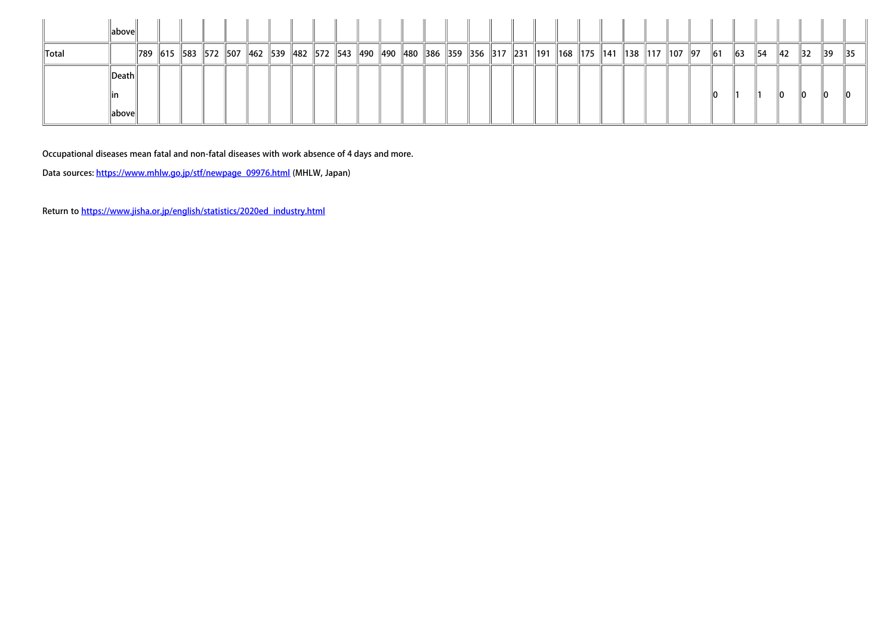| | | | | | | | | | | | | | | | | | | | | | | | | | | | | | | | | | | |
|---|---|---|---|---|---|---|---|---|---|---|---|---|---|---|---|---|---|---|---|---|---|---|---|---|---|---|---|---|---|---|---|---|---|---|
| | above | | | | | | | | | | | | | | | | | | | | | | | | | | | | | | | | | |
| Total | | 789 | 615 | 583 | 572 | 507 | 462 | 539 | 482 | 572 | 543 | 490 | 490 | 480 | 386 | 359 | 356 | 317 | 231 | 191 | 168 | 175 | 141 | 138 | 117 | 107 | 97 | 61 | 63 | 54 | 42 | 32 | 39 | 35 |
| | Death in above | | | | | | | | | | | | | | | | | | | | | | | | | | | 0 | 1 | 1 | 0 | 0 | 0 | 0 |

Occupational diseases mean fatal and non-fatal diseases with work absence of 4 days and more.

Data sources: https://www.mhlw.go.jp/stf/newpage_09976.html (MHLW, Japan)

Return to https://www.jisha.or.jp/english/statistics/2020ed_industry.html